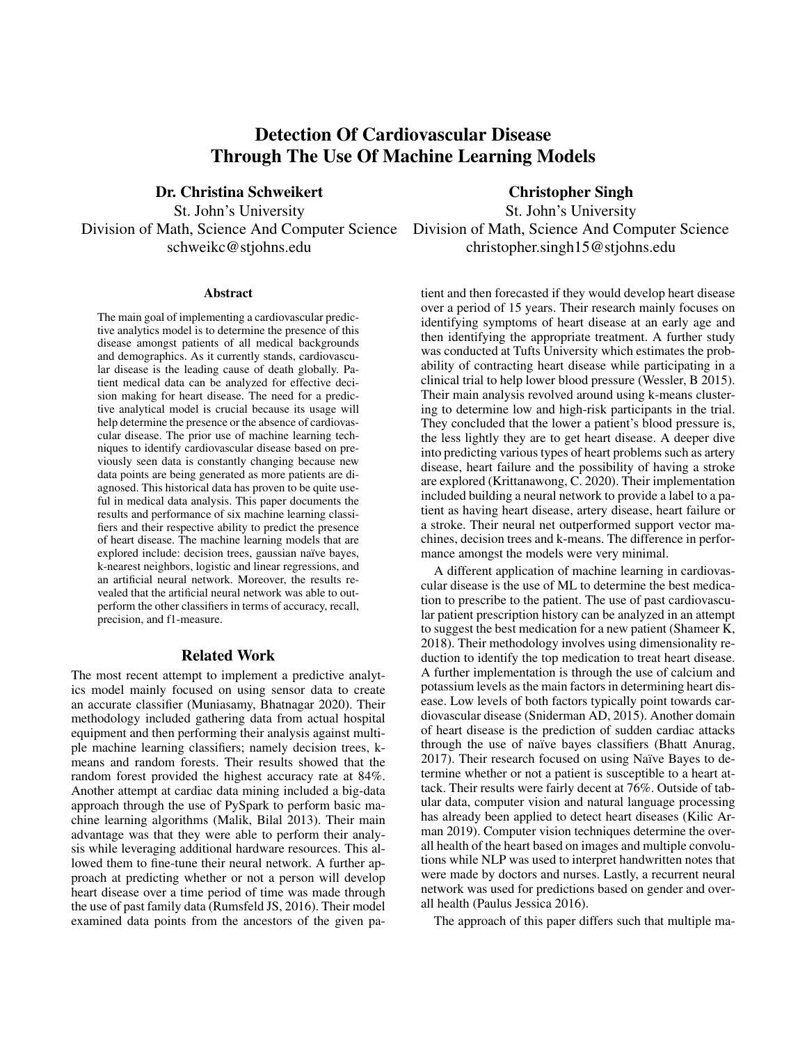# Detection Of Cardiovascular Disease Through The Use Of Machine Learning Models

**Dr. Christina Schweikert**
St. John's University
Division of Math, Science And Computer Science
schweikc@stjohns.edu

**Christopher Singh**
St. John's University
Division of Math, Science And Computer Science
christopher.singh15@stjohns.edu

## Abstract

The main goal of implementing a cardiovascular predictive analytics model is to determine the presence of this disease amongst patients of all medical backgrounds and demographics. As it currently stands, cardiovascular disease is the leading cause of death globally. Patient medical data can be analyzed for effective decision making for heart disease. The need for a predictive analytical model is crucial because its usage will help determine the presence or the absence of cardiovascular disease. The prior use of machine learning techniques to identify cardiovascular disease based on previously seen data is constantly changing because new data points are being generated as more patients are diagnosed. This historical data has proven to be quite useful in medical data analysis. This paper documents the results and performance of six machine learning classifiers and their respective ability to predict the presence of heart disease. The machine learning models that are explored include: decision trees, gaussian naïve bayes, k-nearest neighbors, logistic and linear regressions, and an artificial neural network. Moreover, the results revealed that the artificial neural network was able to outperform the other classifiers in terms of accuracy, recall, precision, and f1-measure.

## Related Work

The most recent attempt to implement a predictive analytics model mainly focused on using sensor data to create an accurate classifier (Muniasamy, Bhatnagar 2020). Their methodology included gathering data from actual hospital equipment and then performing their analysis against multiple machine learning classifiers; namely decision trees, k-means and random forests. Their results showed that the random forest provided the highest accuracy rate at 84%. Another attempt at cardiac data mining included a big-data approach through the use of PySpark to perform basic machine learning algorithms (Malik, Bilal 2013). Their main advantage was that they were able to perform their analysis while leveraging additional hardware resources. This allowed them to fine-tune their neural network. A further approach at predicting whether or not a person will develop heart disease over a time period of time was made through the use of past family data (Rumsfeld JS, 2016). Their model examined data points from the ancestors of the given patient and then forecasted if they would develop heart disease over a period of 15 years. Their research mainly focuses on identifying symptoms of heart disease at an early age and then identifying the appropriate treatment. A further study was conducted at Tufts University which estimates the probability of contracting heart disease while participating in a clinical trial to help lower blood pressure (Wessler, B 2015). Their main analysis revolved around using k-means clustering to determine low and high-risk participants in the trial. They concluded that the lower a patient's blood pressure is, the less lightly they are to get heart disease. A deeper dive into predicting various types of heart problems such as artery disease, heart failure and the possibility of having a stroke are explored (Krittanawong, C. 2020). Their implementation included building a neural network to provide a label to a patient as having heart disease, artery disease, heart failure or a stroke. Their neural net outperformed support vector machines, decision trees and k-means. The difference in performance amongst the models were very minimal.

A different application of machine learning in cardiovascular disease is the use of ML to determine the best medication to prescribe to the patient. The use of past cardiovascular patient prescription history can be analyzed in an attempt to suggest the best medication for a new patient (Shameer K, 2018). Their methodology involves using dimensionality reduction to identify the top medication to treat heart disease. A further implementation is through the use of calcium and potassium levels as the main factors in determining heart disease. Low levels of both factors typically point towards cardiovascular disease (Sniderman AD, 2015). Another domain of heart disease is the prediction of sudden cardiac attacks through the use of naïve bayes classifiers (Bhatt Anurag, 2017). Their research focused on using Naïve Bayes to determine whether or not a patient is susceptible to a heart attack. Their results were fairly decent at 76%. Outside of tabular data, computer vision and natural language processing has already been applied to detect heart diseases (Kilic Arman 2019). Computer vision techniques determine the overall health of the heart based on images and multiple convolutions while NLP was used to interpret handwritten notes that were made by doctors and nurses. Lastly, a recurrent neural network was used for predictions based on gender and overall health (Paulus Jessica 2016).

The approach of this paper differs such that multiple ma-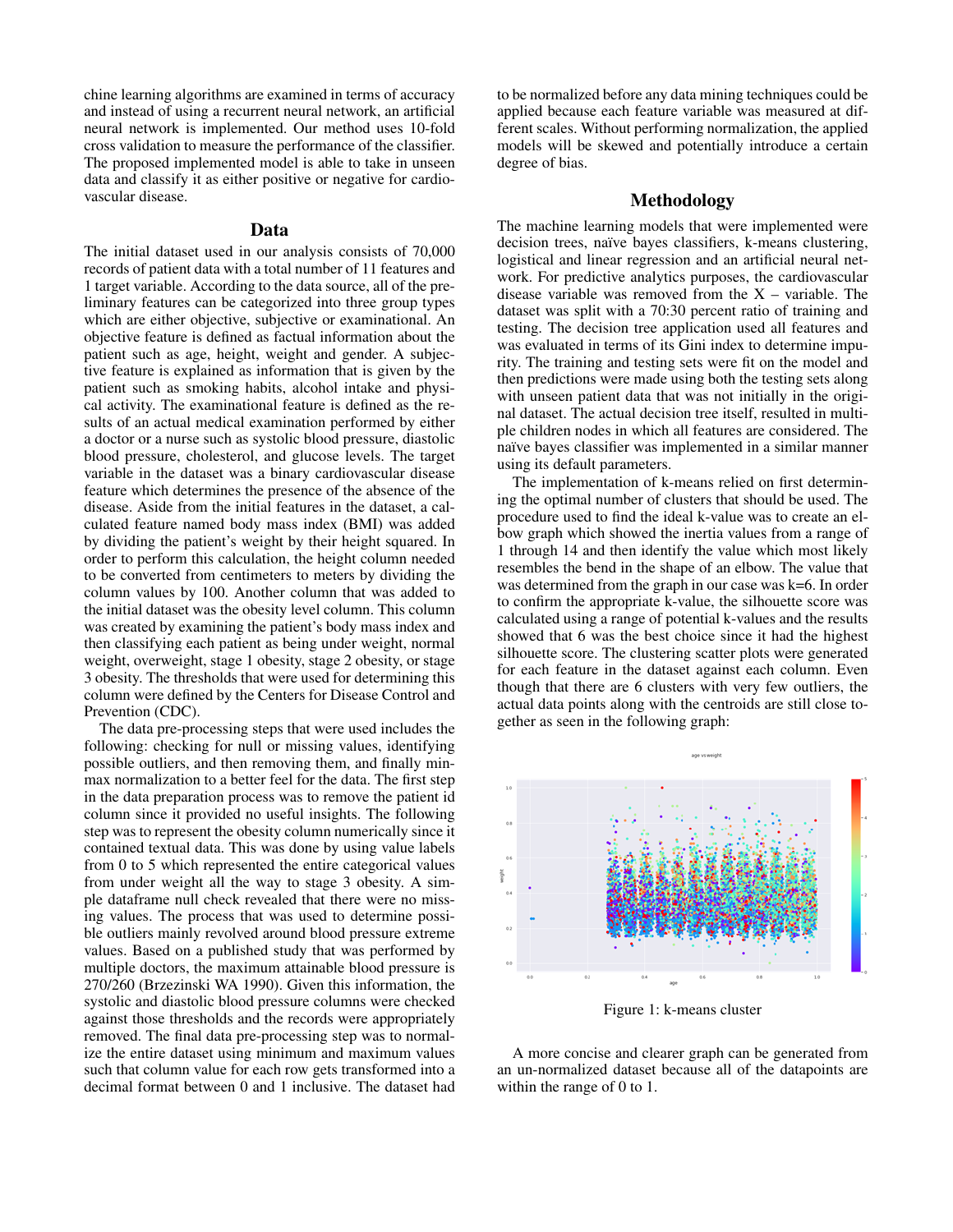chine learning algorithms are examined in terms of accuracy and instead of using a recurrent neural network, an artificial neural network is implemented. Our method uses 10-fold cross validation to measure the performance of the classifier. The proposed implemented model is able to take in unseen data and classify it as either positive or negative for cardiovascular disease.

## Data

The initial dataset used in our analysis consists of 70,000 records of patient data with a total number of 11 features and 1 target variable. According to the data source, all of the preliminary features can be categorized into three group types which are either objective, subjective or examinational. An objective feature is defined as factual information about the patient such as age, height, weight and gender. A subjective feature is explained as information that is given by the patient such as smoking habits, alcohol intake and physical activity. The examinational feature is defined as the results of an actual medical examination performed by either a doctor or a nurse such as systolic blood pressure, diastolic blood pressure, cholesterol, and glucose levels. The target variable in the dataset was a binary cardiovascular disease feature which determines the presence of the absence of the disease. Aside from the initial features in the dataset, a calculated feature named body mass index (BMI) was added by dividing the patient's weight by their height squared. In order to perform this calculation, the height column needed to be converted from centimeters to meters by dividing the column values by 100. Another column that was added to the initial dataset was the obesity level column. This column was created by examining the patient's body mass index and then classifying each patient as being under weight, normal weight, overweight, stage 1 obesity, stage 2 obesity, or stage 3 obesity. The thresholds that were used for determining this column were defined by the Centers for Disease Control and Prevention (CDC).

The data pre-processing steps that were used includes the following: checking for null or missing values, identifying possible outliers, and then removing them, and finally min-max normalization to a better feel for the data. The first step in the data preparation process was to remove the patient id column since it provided no useful insights. The following step was to represent the obesity column numerically since it contained textual data. This was done by using value labels from 0 to 5 which represented the entire categorical values from under weight all the way to stage 3 obesity. A simple dataframe null check revealed that there were no missing values. The process that was used to determine possible outliers mainly revolved around blood pressure extreme values. Based on a published study that was performed by multiple doctors, the maximum attainable blood pressure is 270/260 (Brzezinski WA 1990). Given this information, the systolic and diastolic blood pressure columns were checked against those thresholds and the records were appropriately removed. The final data pre-processing step was to normalize the entire dataset using minimum and maximum values such that column value for each row gets transformed into a decimal format between 0 and 1 inclusive. The dataset had to be normalized before any data mining techniques could be applied because each feature variable was measured at different scales. Without performing normalization, the applied models will be skewed and potentially introduce a certain degree of bias.

## Methodology

The machine learning models that were implemented were decision trees, naïve bayes classifiers, k-means clustering, logistical and linear regression and an artificial neural network. For predictive analytics purposes, the cardiovascular disease variable was removed from the X – variable. The dataset was split with a 70:30 percent ratio of training and testing. The decision tree application used all features and was evaluated in terms of its Gini index to determine impurity. The training and testing sets were fit on the model and then predictions were made using both the testing sets along with unseen patient data that was not initially in the original dataset. The actual decision tree itself, resulted in multiple children nodes in which all features are considered. The naïve bayes classifier was implemented in a similar manner using its default parameters.

The implementation of k-means relied on first determining the optimal number of clusters that should be used. The procedure used to find the ideal k-value was to create an elbow graph which showed the inertia values from a range of 1 through 14 and then identify the value which most likely resembles the bend in the shape of an elbow. The value that was determined from the graph in our case was k=6. In order to confirm the appropriate k-value, the silhouette score was calculated using a range of potential k-values and the results showed that 6 was the best choice since it had the highest silhouette score. The clustering scatter plots were generated for each feature in the dataset against each column. Even though that there are 6 clusters with very few outliers, the actual data points along with the centroids are still close together as seen in the following graph:

Figure 1: k-means cluster

A more concise and clearer graph can be generated from an un-normalized dataset because all of the datapoints are within the range of 0 to 1.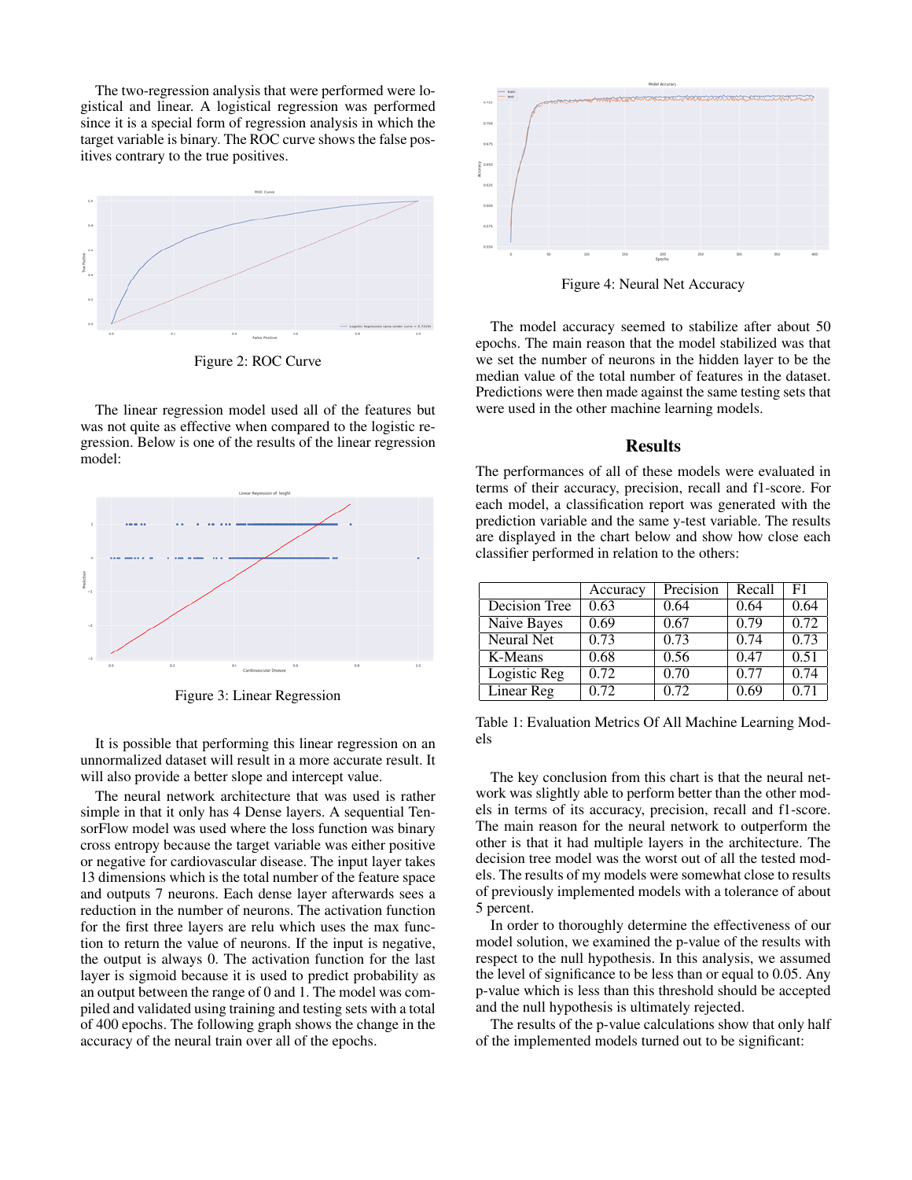The two-regression analysis that were performed were logistical and linear. A logistical regression was performed since it is a special form of regression analysis in which the target variable is binary. The ROC curve shows the false positives contrary to the true positives.

Figure 2: ROC Curve

The linear regression model used all of the features but was not quite as effective when compared to the logistic regression. Below is one of the results of the linear regression model:

Figure 3: Linear Regression

It is possible that performing this linear regression on an unnormalized dataset will result in a more accurate result. It will also provide a better slope and intercept value.

The neural network architecture that was used is rather simple in that it only has 4 Dense layers. A sequential TensorFlow model was used where the loss function was binary cross entropy because the target variable was either positive or negative for cardiovascular disease. The input layer takes 13 dimensions which is the total number of the feature space and outputs 7 neurons. Each dense layer afterwards sees a reduction in the number of neurons. The activation function for the first three layers are relu which uses the max function to return the value of neurons. If the input is negative, the output is always 0. The activation function for the last layer is sigmoid because it is used to predict probability as an output between the range of 0 and 1. The model was compiled and validated using training and testing sets with a total of 400 epochs. The following graph shows the change in the accuracy of the neural train over all of the epochs.

Figure 4: Neural Net Accuracy

The model accuracy seemed to stabilize after about 50 epochs. The main reason that the model stabilized was that we set the number of neurons in the hidden layer to be the median value of the total number of features in the dataset. Predictions were then made against the same testing sets that were used in the other machine learning models.

## Results

The performances of all of these models were evaluated in terms of their accuracy, precision, recall and f1-score. For each model, a classification report was generated with the prediction variable and the same y-test variable. The results are displayed in the chart below and show how close each classifier performed in relation to the others:

| | Accuracy | Precision | Recall | F1 |
|---|---|---|---|---|
| Decision Tree | 0.63 | 0.64 | 0.64 | 0.64 |
| Naive Bayes | 0.69 | 0.67 | 0.79 | 0.72 |
| Neural Net | 0.73 | 0.73 | 0.74 | 0.73 |
| K-Means | 0.68 | 0.56 | 0.47 | 0.51 |
| Logistic Reg | 0.72 | 0.70 | 0.77 | 0.74 |
| Linear Reg | 0.72 | 0.72 | 0.69 | 0.71 |

Table 1: Evaluation Metrics Of All Machine Learning Models

The key conclusion from this chart is that the neural network was slightly able to perform better than the other models in terms of its accuracy, precision, recall and f1-score. The main reason for the neural network to outperform the other is that it had multiple layers in the architecture. The decision tree model was the worst out of all the tested models. The results of my models were somewhat close to results of previously implemented models with a tolerance of about 5 percent.

In order to thoroughly determine the effectiveness of our model solution, we examined the p-value of the results with respect to the null hypothesis. In this analysis, we assumed the level of significance to be less than or equal to 0.05. Any p-value which is less than this threshold should be accepted and the null hypothesis is ultimately rejected.

The results of the p-value calculations show that only half of the implemented models turned out to be significant: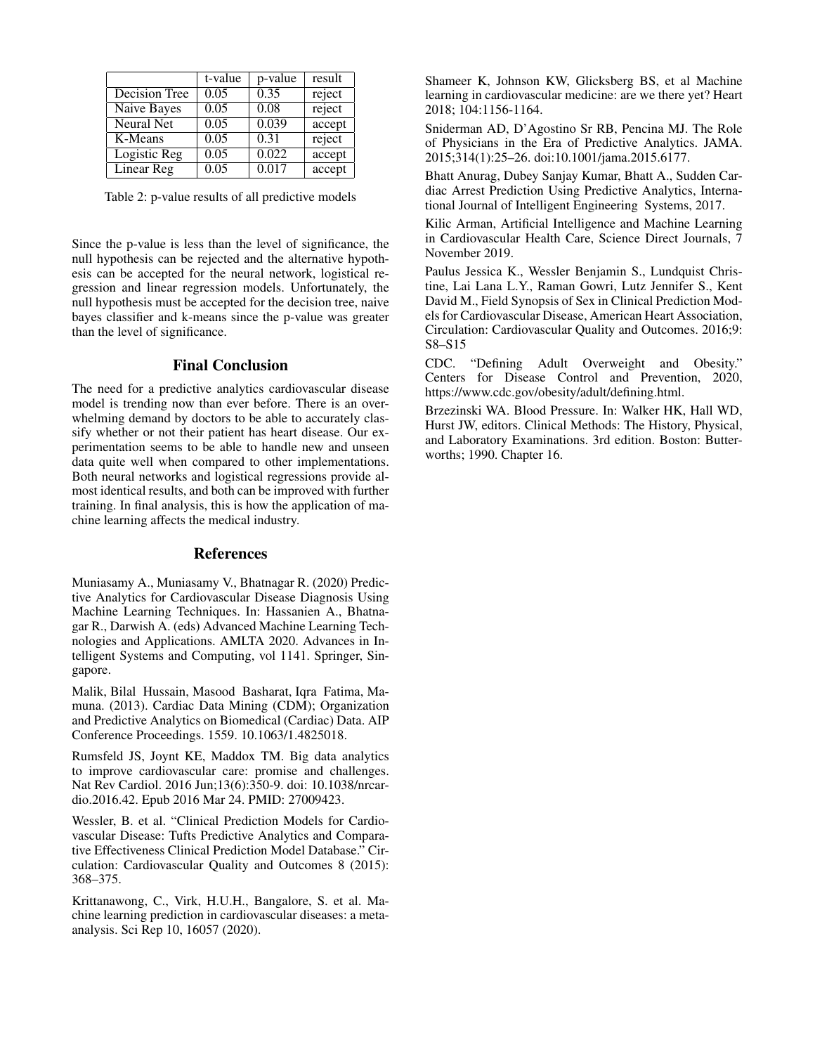| | t-value | p-value | result |
|---|---|---|---|
| Decision Tree | 0.05 | 0.35 | reject |
| Naive Bayes | 0.05 | 0.08 | reject |
| Neural Net | 0.05 | 0.039 | accept |
| K-Means | 0.05 | 0.31 | reject |
| Logistic Reg | 0.05 | 0.022 | accept |
| Linear Reg | 0.05 | 0.017 | accept |

Table 2: p-value results of all predictive models

Since the p-value is less than the level of significance, the null hypothesis can be rejected and the alternative hypothesis can be accepted for the neural network, logistical regression and linear regression models. Unfortunately, the null hypothesis must be accepted for the decision tree, naive bayes classifier and k-means since the p-value was greater than the level of significance.

## Final Conclusion

The need for a predictive analytics cardiovascular disease model is trending now than ever before. There is an overwhelming demand by doctors to be able to accurately classify whether or not their patient has heart disease. Our experimentation seems to be able to handle new and unseen data quite well when compared to other implementations. Both neural networks and logistical regressions provide almost identical results, and both can be improved with further training. In final analysis, this is how the application of machine learning affects the medical industry.

## References

Muniasamy A., Muniasamy V., Bhatnagar R. (2020) Predictive Analytics for Cardiovascular Disease Diagnosis Using Machine Learning Techniques. In: Hassanien A., Bhatnagar R., Darwish A. (eds) Advanced Machine Learning Technologies and Applications. AMLTA 2020. Advances in Intelligent Systems and Computing, vol 1141. Springer, Singapore.

Malik, Bilal Hussain, Masood Basharat, Iqra Fatima, Mamuna. (2013). Cardiac Data Mining (CDM); Organization and Predictive Analytics on Biomedical (Cardiac) Data. AIP Conference Proceedings. 1559. 10.1063/1.4825018.

Rumsfeld JS, Joynt KE, Maddox TM. Big data analytics to improve cardiovascular care: promise and challenges. Nat Rev Cardiol. 2016 Jun;13(6):350-9. doi: 10.1038/nrcardio.2016.42. Epub 2016 Mar 24. PMID: 27009423.

Wessler, B. et al. "Clinical Prediction Models for Cardiovascular Disease: Tufts Predictive Analytics and Comparative Effectiveness Clinical Prediction Model Database." Circulation: Cardiovascular Quality and Outcomes 8 (2015): 368–375.

Krittanawong, C., Virk, H.U.H., Bangalore, S. et al. Machine learning prediction in cardiovascular diseases: a meta-analysis. Sci Rep 10, 16057 (2020).

Shameer K, Johnson KW, Glicksberg BS, et al Machine learning in cardiovascular medicine: are we there yet? Heart 2018; 104:1156-1164.

Sniderman AD, D'Agostino Sr RB, Pencina MJ. The Role of Physicians in the Era of Predictive Analytics. JAMA. 2015;314(1):25–26. doi:10.1001/jama.2015.6177.

Bhatt Anurag, Dubey Sanjay Kumar, Bhatt A., Sudden Cardiac Arrest Prediction Using Predictive Analytics, International Journal of Intelligent Engineering Systems, 2017.

Kilic Arman, Artificial Intelligence and Machine Learning in Cardiovascular Health Care, Science Direct Journals, 7 November 2019.

Paulus Jessica K., Wessler Benjamin S., Lundquist Christine, Lai Lana L.Y., Raman Gowri, Lutz Jennifer S., Kent David M., Field Synopsis of Sex in Clinical Prediction Models for Cardiovascular Disease, American Heart Association, Circulation: Cardiovascular Quality and Outcomes. 2016;9: S8–S15

CDC. "Defining Adult Overweight and Obesity." Centers for Disease Control and Prevention, 2020, https://www.cdc.gov/obesity/adult/defining.html.

Brzezinski WA. Blood Pressure. In: Walker HK, Hall WD, Hurst JW, editors. Clinical Methods: The History, Physical, and Laboratory Examinations. 3rd edition. Boston: Butterworths; 1990. Chapter 16.